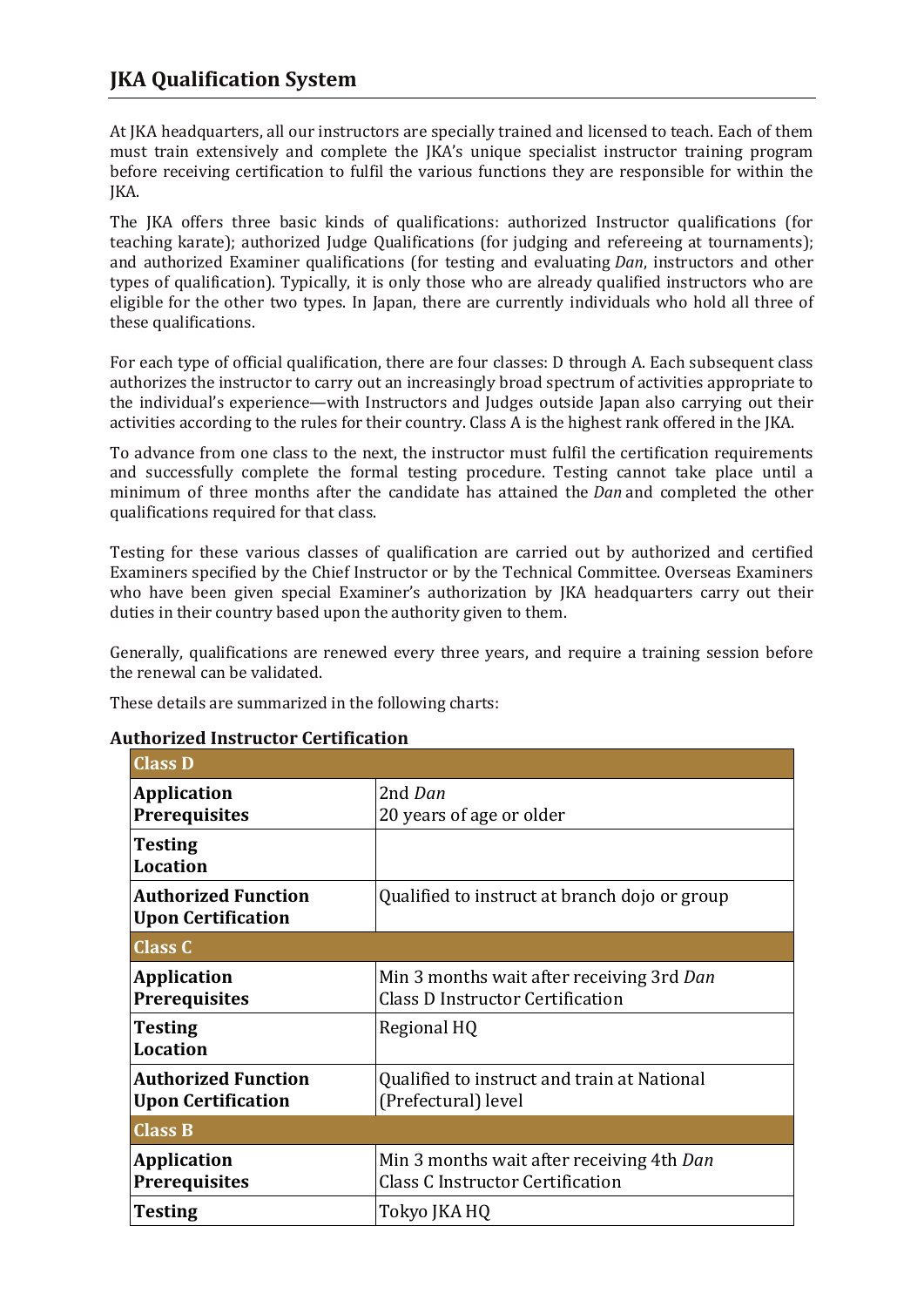# JKA Qualification System

At JKA headquarters, all our instructors are specially trained and licensed to teach. Each of them must train extensively and complete the JKA's unique specialist instructor training program before receiving certification to fulfil the various functions they are responsible for within the JKA.

The JKA offers three basic kinds of qualifications: authorized Instructor qualifications (for teaching karate); authorized Judge Qualifications (for judging and refereeing at tournaments); and authorized Examiner qualifications (for testing and evaluating *Dan*, instructors and other types of qualification). Typically, it is only those who are already qualified instructors who are eligible for the other two types. In Japan, there are currently individuals who hold all three of these qualifications.

For each type of official qualification, there are four classes: D through A. Each subsequent class authorizes the instructor to carry out an increasingly broad spectrum of activities appropriate to the individual's experience—with Instructors and Judges outside Japan also carrying out their activities according to the rules for their country. Class A is the highest rank offered in the JKA.

To advance from one class to the next, the instructor must fulfil the certification requirements and successfully complete the formal testing procedure. Testing cannot take place until a minimum of three months after the candidate has attained the *Dan* and completed the other qualifications required for that class.

Testing for these various classes of qualification are carried out by authorized and certified Examiners specified by the Chief Instructor or by the Technical Committee. Overseas Examiners who have been given special Examiner's authorization by JKA headquarters carry out their duties in their country based upon the authority given to them.

Generally, qualifications are renewed every three years, and require a training session before the renewal can be validated.

These details are summarized in the following charts:

### Authorized Instructor Certification

| **Class D** | |
|---|---|
| **Application Prerequisites** | 2nd *Dan*<br>20 years of age or older |
| **Testing Location** | |
| **Authorized Function Upon Certification** | Qualified to instruct at branch dojo or group |
| **Class C** | |
| **Application Prerequisites** | Min 3 months wait after receiving 3rd *Dan*<br>Class D Instructor Certification |
| **Testing Location** | Regional HQ |
| **Authorized Function Upon Certification** | Qualified to instruct and train at National (Prefectural) level |
| **Class B** | |
| **Application Prerequisites** | Min 3 months wait after receiving 4th *Dan*<br>Class C Instructor Certification |
| **Testing** | Tokyo JKA HQ |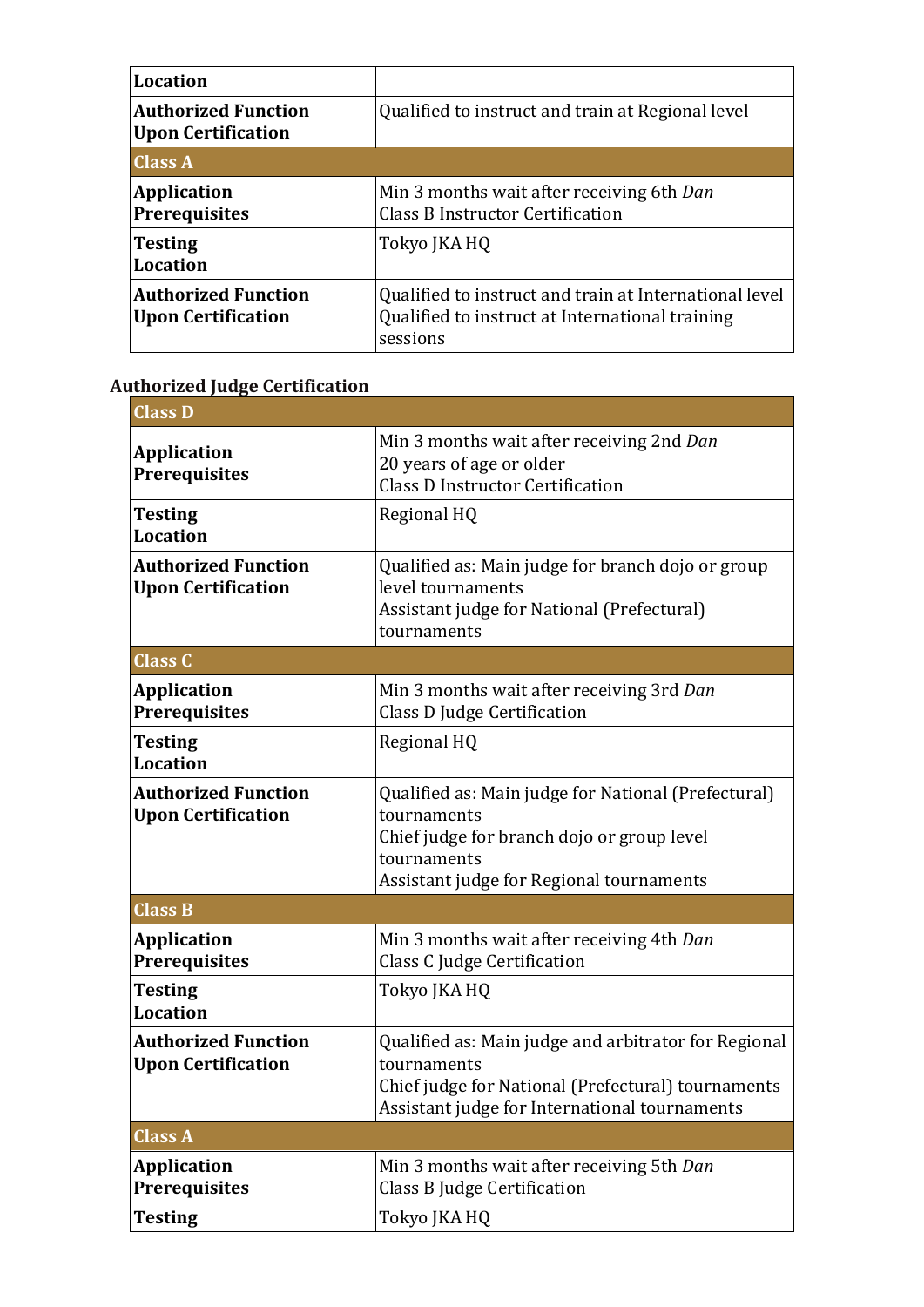| | |
|---|---|
| **Location** | |
| **Authorized Function Upon Certification** | Qualified to instruct and train at Regional level |
| **Class A** | |
| **Application Prerequisites** | Min 3 months wait after receiving 6th *Dan*<br>Class B Instructor Certification |
| **Testing Location** | Tokyo JKA HQ |
| **Authorized Function Upon Certification** | Qualified to instruct and train at International level<br>Qualified to instruct at International training sessions |

**Authorized Judge Certification**

| | |
|---|---|
| **Class D** | |
| **Application Prerequisites** | Min 3 months wait after receiving 2nd *Dan*<br>20 years of age or older<br>Class D Instructor Certification |
| **Testing Location** | Regional HQ |
| **Authorized Function Upon Certification** | Qualified as: Main judge for branch dojo or group level tournaments<br>Assistant judge for National (Prefectural) tournaments |
| **Class C** | |
| **Application Prerequisites** | Min 3 months wait after receiving 3rd *Dan*<br>Class D Judge Certification |
| **Testing Location** | Regional HQ |
| **Authorized Function Upon Certification** | Qualified as: Main judge for National (Prefectural) tournaments<br>Chief judge for branch dojo or group level tournaments<br>Assistant judge for Regional tournaments |
| **Class B** | |
| **Application Prerequisites** | Min 3 months wait after receiving 4th *Dan*<br>Class C Judge Certification |
| **Testing Location** | Tokyo JKA HQ |
| **Authorized Function Upon Certification** | Qualified as: Main judge and arbitrator for Regional tournaments<br>Chief judge for National (Prefectural) tournaments<br>Assistant judge for International tournaments |
| **Class A** | |
| **Application Prerequisites** | Min 3 months wait after receiving 5th *Dan*<br>Class B Judge Certification |
| **Testing** | Tokyo JKA HQ |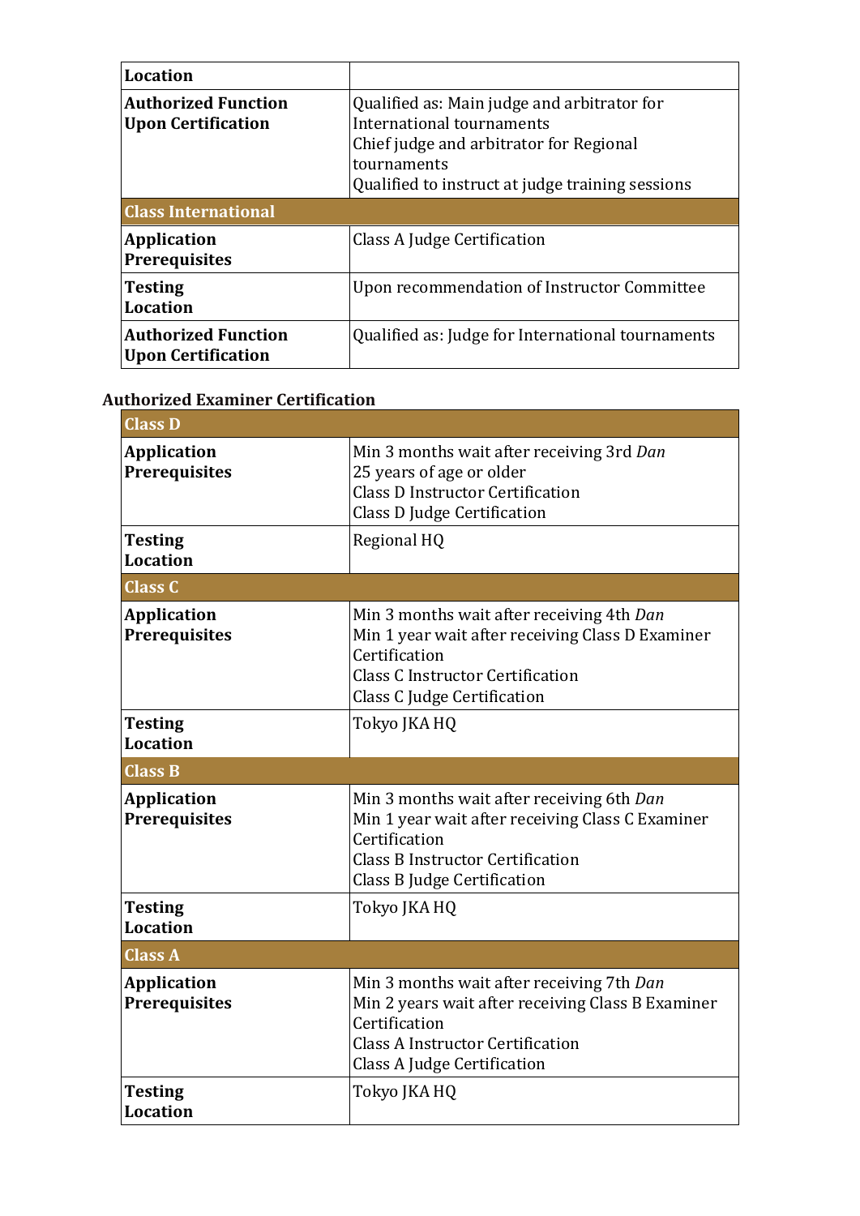| | |
|---|---|
| **Location** | |
| **Authorized Function Upon Certification** | Qualified as: Main judge and arbitrator for International tournaments<br>Chief judge and arbitrator for Regional tournaments<br>Qualified to instruct at judge training sessions |
| **Class International** | |
| **Application Prerequisites** | Class A Judge Certification |
| **Testing Location** | Upon recommendation of Instructor Committee |
| **Authorized Function Upon Certification** | Qualified as: Judge for International tournaments |

**Authorized Examiner Certification**

| | |
|---|---|
| **Class D** | |
| **Application Prerequisites** | Min 3 months wait after receiving 3rd *Dan*<br>25 years of age or older<br>Class D Instructor Certification<br>Class D Judge Certification |
| **Testing Location** | Regional HQ |
| **Class C** | |
| **Application Prerequisites** | Min 3 months wait after receiving 4th *Dan*<br>Min 1 year wait after receiving Class D Examiner Certification<br>Class C Instructor Certification<br>Class C Judge Certification |
| **Testing Location** | Tokyo JKA HQ |
| **Class B** | |
| **Application Prerequisites** | Min 3 months wait after receiving 6th *Dan*<br>Min 1 year wait after receiving Class C Examiner Certification<br>Class B Instructor Certification<br>Class B Judge Certification |
| **Testing Location** | Tokyo JKA HQ |
| **Class A** | |
| **Application Prerequisites** | Min 3 months wait after receiving 7th *Dan*<br>Min 2 years wait after receiving Class B Examiner Certification<br>Class A Instructor Certification<br>Class A Judge Certification |
| **Testing Location** | Tokyo JKA HQ |